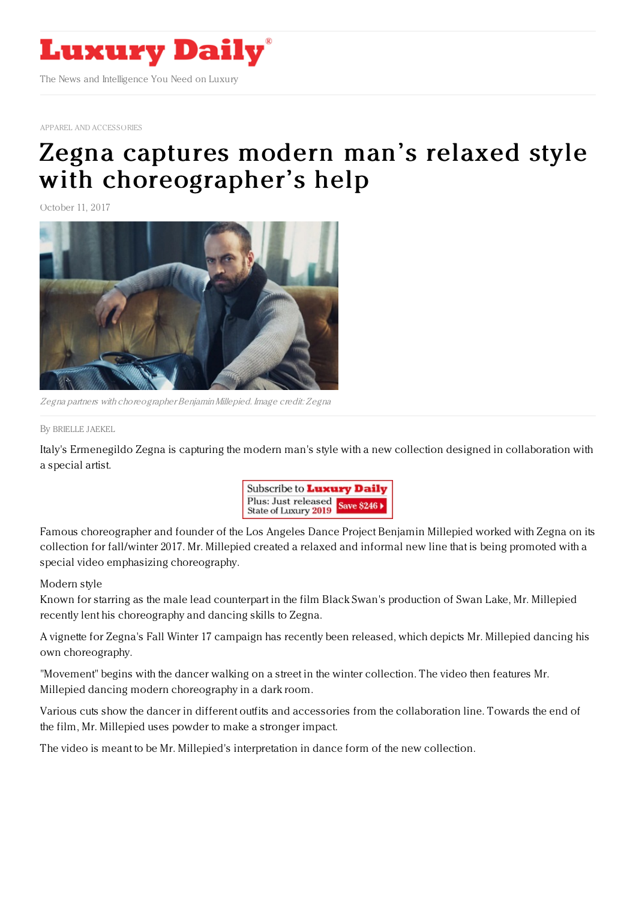APPAREL AND ACCESSORIES

# Zegna captures modern man's relaxed style with choreographer's help

October 11, 2017

*Zegna partners with choreographer Benjamin Millepied. Image credit: Zegna*

By BRIELLE JAEKEL

Italy's Ermenegildo Zegna is capturing the modern man's style with a new collection designed in collaboration with a special artist.

Famous choreographer and founder of the Los Angeles Dance Project Benjamin Millepied worked with Zegna on its collection for fall/winter 2017. Mr. Millepied created a relaxed and informal new line that is being promoted with a special video emphasizing choreography.

Modern style

Known for starring as the male lead counterpart in the film Black Swan's production of Swan Lake, Mr. Millepied recently lent his choreography and dancing skills to Zegna.

A vignette for Zegna's Fall Winter 17 campaign has recently been released, which depicts Mr. Millepied dancing his own choreography.

"Movement" begins with the dancer walking on a street in the winter collection. The video then features Mr. Millepied dancing modern choreography in a dark room.

Various cuts show the dancer in different outfits and accessories from the collaboration line. Towards the end of the film, Mr. Millepied uses powder to make a stronger impact.

The video is meant to be Mr. Millepied's interpretation in dance form of the new collection.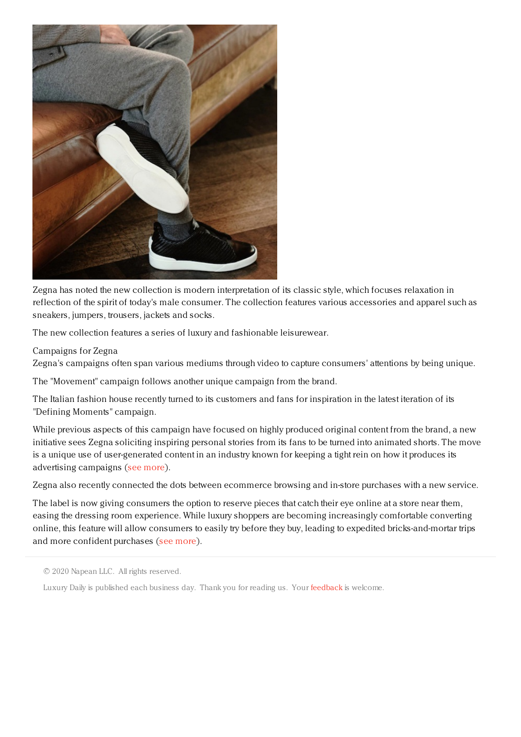Zegna has noted the new collection is modern interpretation of its classic style, which focuses relaxation in reflection of the spirit of today's male consumer. The collection features various accessories and apparel such as sneakers, jumpers, trousers, jackets and socks.

The new collection features a series of luxury and fashionable leisurewear.

Campaigns for Zegna

Zegna's campaigns often span various mediums through video to capture consumers' attentions by being unique.

The "Movement" campaign follows another unique campaign from the brand.

The Italian fashion house recently turned to its customers and fans for inspiration in the latest iteration of its "Defining Moments" campaign.

While previous aspects of this campaign have focused on highly produced original content from the brand, a new initiative sees Zegna soliciting inspiring personal stories from its fans to be turned into animated shorts. The move is a unique use of user-generated content in an industry known for keeping a tight rein on how it produces its advertising campaigns (see more).

Zegna also recently connected the dots between ecommerce browsing and in-store purchases with a new service.

The label is now giving consumers the option to reserve pieces that catch their eye online at a store near them, easing the dressing room experience. While luxury shoppers are becoming increasingly comfortable converting online, this feature will allow consumers to easily try before they buy, leading to expedited bricks-and-mortar trips and more confident purchases (see more).

© 2020 Napean LLC. All rights reserved.

Luxury Daily is published each business day. Thank you for reading us. Your feedback is welcome.